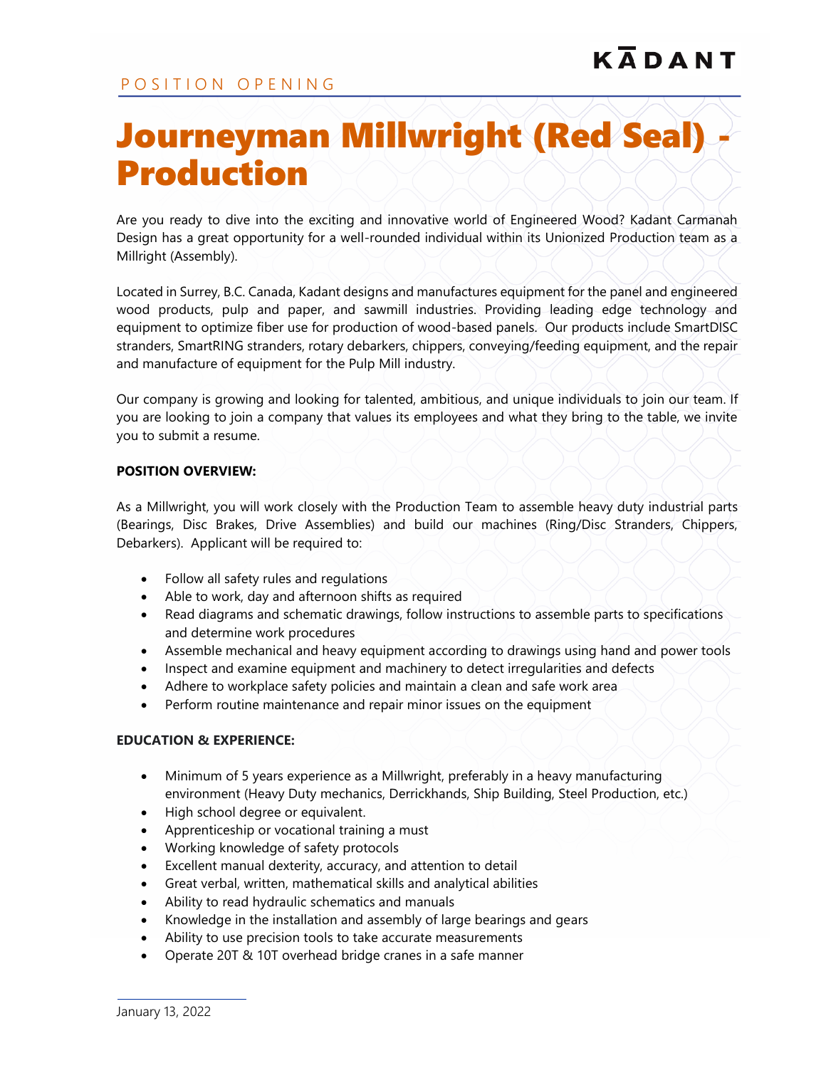KĀDANT

POSITION OPENING

# Journeyman Millwright (Red Seal) - Production

Are you ready to dive into the exciting and innovative world of Engineered Wood? Kadant Carmanah Design has a great opportunity for a well-rounded individual within its Unionized Production team as a Millright (Assembly).

Located in Surrey, B.C. Canada, Kadant designs and manufactures equipment for the panel and engineered wood products, pulp and paper, and sawmill industries. Providing leading edge technology and equipment to optimize fiber use for production of wood-based panels. Our products include SmartDISC stranders, SmartRING stranders, rotary debarkers, chippers, conveying/feeding equipment, and the repair and manufacture of equipment for the Pulp Mill industry.

Our company is growing and looking for talented, ambitious, and unique individuals to join our team. If you are looking to join a company that values its employees and what they bring to the table, we invite you to submit a resume.

**POSITION OVERVIEW:**

As a Millwright, you will work closely with the Production Team to assemble heavy duty industrial parts (Bearings, Disc Brakes, Drive Assemblies) and build our machines (Ring/Disc Standers, Chippers, Debarkers). Applicant will be required to:

- Follow all safety rules and regulations
- Able to work, day and afternoon shifts as required
- Read diagrams and schematic drawings, follow instructions to assemble parts to specifications and determine work procedures
- Assemble mechanical and heavy equipment according to drawings using hand and power tools
- Inspect and examine equipment and machinery to detect irregularities and defects
- Adhere to workplace safety policies and maintain a clean and safe work area
- Perform routine maintenance and repair minor issues on the equipment

**EDUCATION & EXPERIENCE:**

- Minimum of 5 years experience as a Millwright, preferably in a heavy manufacturing environment (Heavy Duty mechanics, Derrickhands, Ship Building, Steel Production, etc.)
- High school degree or equivalent.
- Apprenticeship or vocational training a must
- Working knowledge of safety protocols
- Excellent manual dexterity, accuracy, and attention to detail
- Great verbal, written, mathematical skills and analytical abilities
- Ability to read hydraulic schematics and manuals
- Knowledge in the installation and assembly of large bearings and gears
- Ability to use precision tools to take accurate measurements
- Operate 20T & 10T overhead bridge cranes in a safe manner

January 13, 2022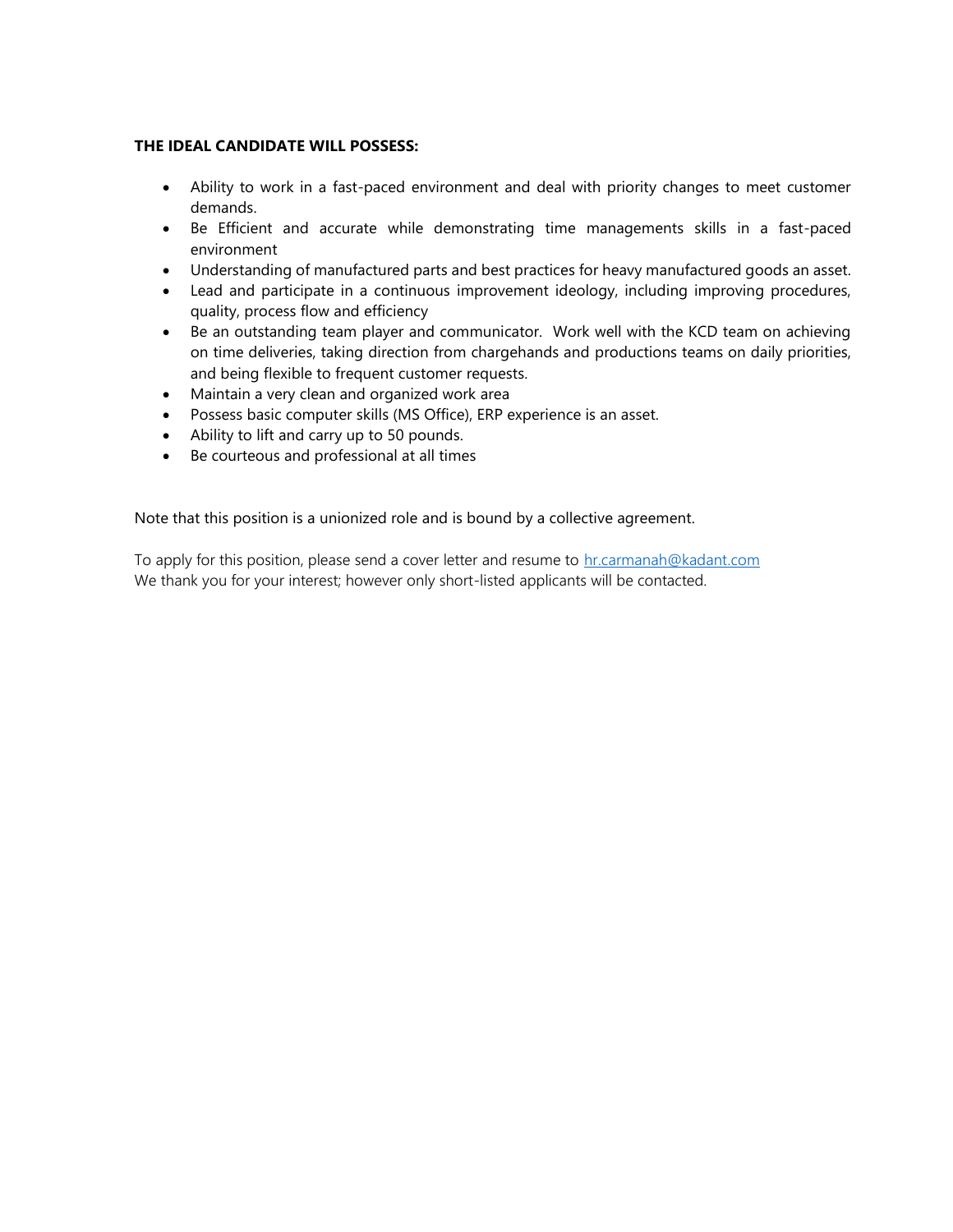**THE IDEAL CANDIDATE WILL POSSESS:**

- Ability to work in a fast-paced environment and deal with priority changes to meet customer demands.
- Be Efficient and accurate while demonstrating time managements skills in a fast-paced environment
- Understanding of manufactured parts and best practices for heavy manufactured goods an asset.
- Lead and participate in a continuous improvement ideology, including improving procedures, quality, process flow and efficiency
- Be an outstanding team player and communicator. Work well with the KCD team on achieving on time deliveries, taking direction from chargehands and productions teams on daily priorities, and being flexible to frequent customer requests.
- Maintain a very clean and organized work area
- Possess basic computer skills (MS Office), ERP experience is an asset.
- Ability to lift and carry up to 50 pounds.
- Be courteous and professional at all times

Note that this position is a unionized role and is bound by a collective agreement.

To apply for this position, please send a cover letter and resume to hr.carmanah@kadant.com
We thank you for your interest; however only short-listed applicants will be contacted.